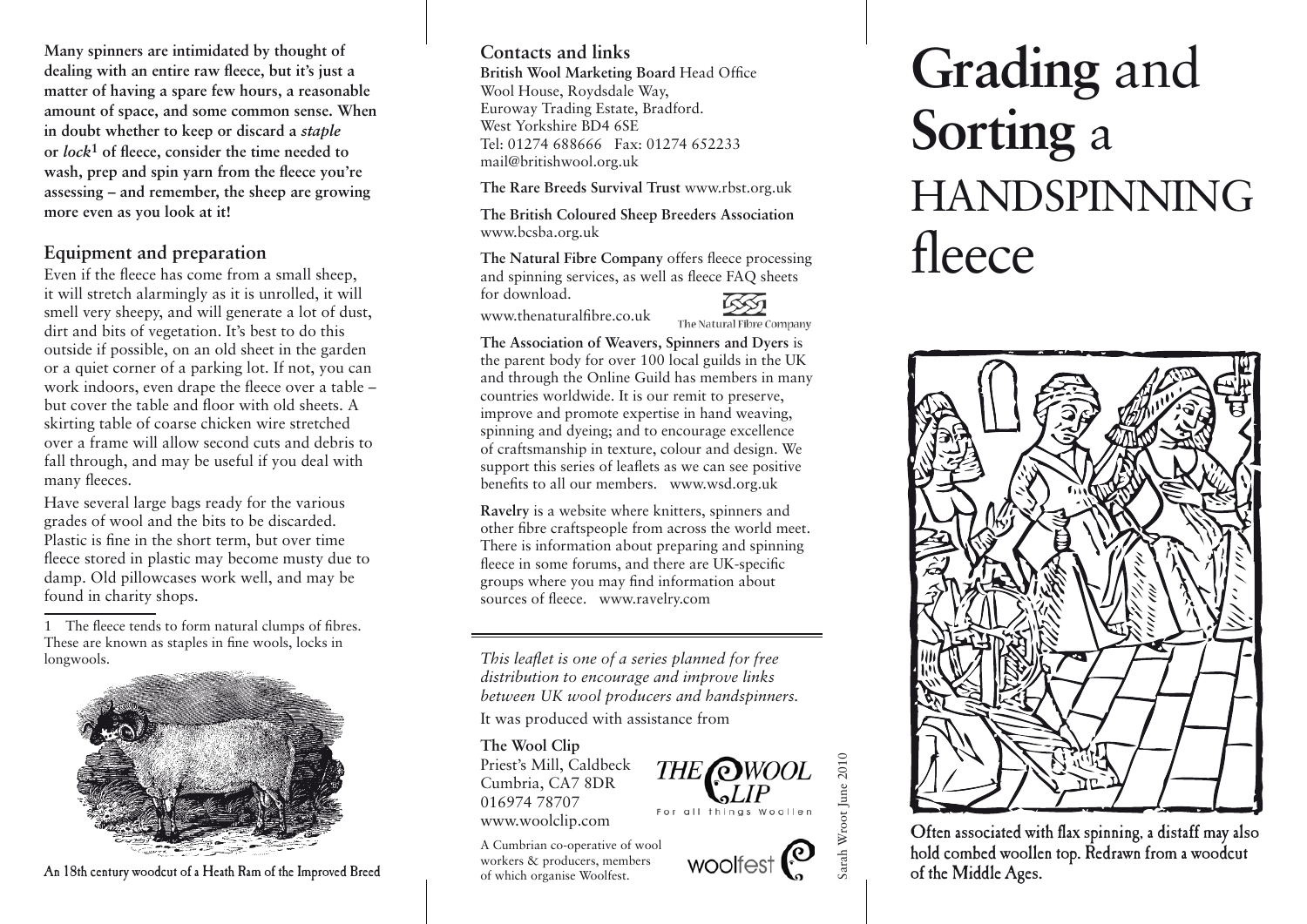**Many spinners are intimidated by thought of dealing with an entire raw fleece, but it's just a matter of having a spare few hours, a reasonable amount of space, and some common sense. When in doubt whether to keep or discard a *staple* or *lock*[1] of fleece, consider the time needed to wash, prep and spin yarn from the fleece you're assessing – and remember, the sheep are growing more even as you look at it!**

## Equipment and preparation

Even if the fleece has come from a small sheep, it will stretch alarmingly as it is unrolled, it will smell very sheepy, and will generate a lot of dust, dirt and bits of vegetation. It's best to do this outside if possible, on an old sheet in the garden or a quiet corner of a parking lot. If not, you can work indoors, even drape the fleece over a table – but cover the table and floor with old sheets. A skirting table of coarse chicken wire stretched over a frame will allow second cuts and debris to fall through, and may be useful if you deal with many fleeces.

Have several large bags ready for the various grades of wool and the bits to be discarded. Plastic is fine in the short term, but over time fleece stored in plastic may become musty due to damp. Old pillowcases work well, and may be found in charity shops.

1 The fleece tends to form natural clumps of fibres. These are known as staples in fine wools, locks in longwools.

An 18th century woodcut of a Heath Ram of the Improved Breed

## Contacts and links

**British Wool Marketing Board** Head Office
Wool House, Roydsdale Way,
Euroway Trading Estate, Bradford.
West Yorkshire BD4 6SE
Tel: 01274 688666 Fax: 01274 652233
mail@britishwool.org.uk

**The Rare Breeds Survival Trust** www.rbst.org.uk

**The British Coloured Sheep Breeders Association** www.bcsba.org.uk

**The Natural Fibre Company** offers fleece processing and spinning services, as well as fleece FAQ sheets for download.
www.thenaturalfibre.co.uk

**The Association of Weavers, Spinners and Dyers** is the parent body for over 100 local guilds in the UK and through the Online Guild has members in many countries worldwide. It is our remit to preserve, improve and promote expertise in hand weaving, spinning and dyeing; and to encourage excellence of craftsmanship in texture, colour and design. We support this series of leaflets as we can see positive benefits to all our members. www.wsd.org.uk

**Ravelry** is a website where knitters, spinners and other fibre craftspeople from across the world meet. There is information about preparing and spinning fleece in some forums, and there are UK-specific groups where you may find information about sources of fleece. www.ravelry.com

*This leaflet is one of a series planned for free distribution to encourage and improve links between UK wool producers and handspinners.*

It was produced with assistance from

**The Wool Clip**
Priest's Mill, Caldbeck
Cumbria, CA7 8DR
016974 78707
www.woolclip.com

A Cumbrian co-operative of wool workers & producers, members of which organise Woolfest.

Sarah Wroot June 2010

# **Grading** and **Sorting** a HANDSPINNING fleece

Often associated with flax spinning, a distaff may also hold combed woollen top. Redrawn from a woodcut of the Middle Ages.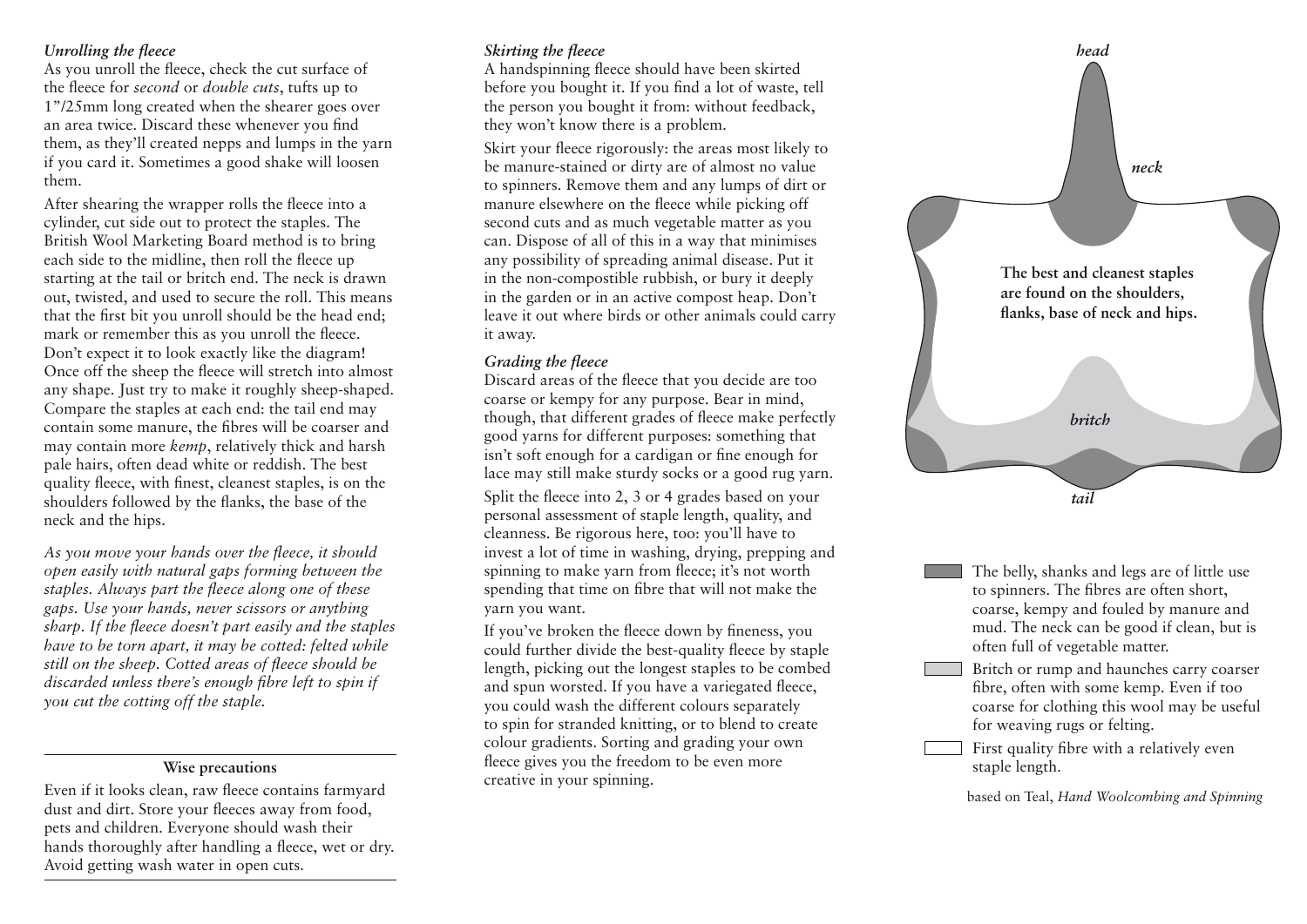### *Unrolling the fleece*

As you unroll the fleece, check the cut surface of the fleece for *second* or *double cuts*, tufts up to 1"/25mm long created when the shearer goes over an area twice. Discard these whenever you find them, as they'll created nepps and lumps in the yarn if you card it. Sometimes a good shake will loosen them.

After shearing the wrapper rolls the fleece into a cylinder, cut side out to protect the staples. The British Wool Marketing Board method is to bring each side to the midline, then roll the fleece up starting at the tail or britch end. The neck is drawn out, twisted, and used to secure the roll. This means that the first bit you unroll should be the head end; mark or remember this as you unroll the fleece. Don't expect it to look exactly like the diagram! Once off the sheep the fleece will stretch into almost any shape. Just try to make it roughly sheep-shaped. Compare the staples at each end: the tail end may contain some manure, the fibres will be coarser and may contain more *kemp*, relatively thick and harsh pale hairs, often dead white or reddish. The best quality fleece, with finest, cleanest staples, is on the shoulders followed by the flanks, the base of the neck and the hips.

*As you move your hands over the fleece, it should open easily with natural gaps forming between the staples. Always part the fleece along one of these gaps. Use your hands, never scissors or anything sharp. If the fleece doesn't part easily and the staples have to be torn apart, it may be cotted: felted while still on the sheep. Cotted areas of fleece should be discarded unless there's enough fibre left to spin if you cut the cotting off the staple.*

---

**Wise precautions**

Even if it looks clean, raw fleece contains farmyard dust and dirt. Store your fleeces away from food, pets and children. Everyone should wash their hands thoroughly after handling a fleece, wet or dry. Avoid getting wash water in open cuts.

---

### *Skirting the fleece*

A handspinning fleece should have been skirted before you bought it. If you find a lot of waste, tell the person you bought it from: without feedback, they won't know there is a problem.

Skirt your fleece rigorously: the areas most likely to be manure-stained or dirty are of almost no value to spinners. Remove them and any lumps of dirt or manure elsewhere on the fleece while picking off second cuts and as much vegetable matter as you can. Dispose of all of this in a way that minimises any possibility of spreading animal disease. Put it in the non-compostible rubbish, or bury it deeply in the garden or in an active compost heap. Don't leave it out where birds or other animals could carry it away.

### *Grading the fleece*

Discard areas of the fleece that you decide are too coarse or kempy for any purpose. Bear in mind, though, that different grades of fleece make perfectly good yarns for different purposes: something that isn't soft enough for a cardigan or fine enough for lace may still make sturdy socks or a good rug yarn.

Split the fleece into 2, 3 or 4 grades based on your personal assessment of staple length, quality, and cleanness. Be rigorous here, too: you'll have to invest a lot of time in washing, drying, prepping and spinning to make yarn from fleece; it's not worth spending that time on fibre that will not make the yarn you want.

If you've broken the fleece down by fineness, you could further divide the best-quality fleece by staple length, picking out the longest staples to be combed and spun worsted. If you have a variegated fleece, you could wash the different colours separately to spin for stranded knitting, or to blend to create colour gradients. Sorting and grading your own fleece gives you the freedom to be even more creative in your spinning.

*head*

*neck*

**The best and cleanest staples are found on the shoulders, flanks, base of neck and hips.**

*britch*

*tail*

- The belly, shanks and legs are of little use to spinners. The fibres are often short, coarse, kempy and fouled by manure and mud. The neck can be good if clean, but is often full of vegetable matter.
- Britch or rump and haunches carry coarser fibre, often with some kemp. Even if too coarse for clothing this wool may be useful for weaving rugs or felting.
- First quality fibre with a relatively even staple length.

based on Teal, *Hand Woolcombing and Spinning*